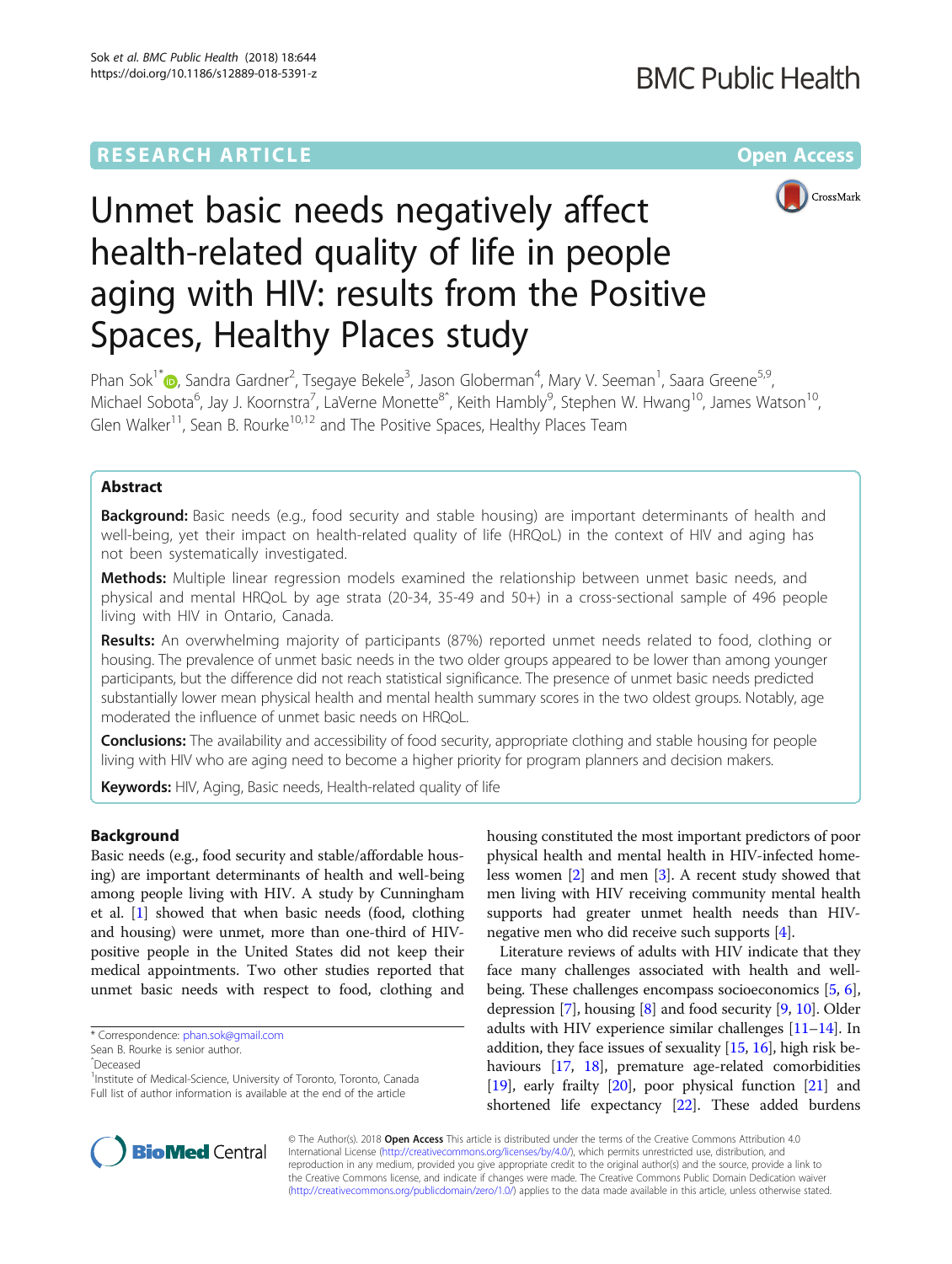RESEARCH ARTICLE Open Access

# Unmet basic needs negatively affect health-related quality of life in people aging with HIV: results from the Positive Spaces, Healthy Places study

Phan Sok[1*], Sandra Gardner[2], Tsegaye Bekele[3], Jason Globerman[4], Mary V. Seeman[1], Saara Greene[5,9], Michael Sobota[6], Jay J. Koornstra[7], LaVerne Monette[8^], Keith Hambly[9], Stephen W. Hwang[10], James Watson[10], Glen Walker[11], Sean B. Rourke[10,12] and The Positive Spaces, Healthy Places Team

## Abstract

**Background:** Basic needs (e.g., food security and stable housing) are important determinants of health and well-being, yet their impact on health-related quality of life (HRQoL) in the context of HIV and aging has not been systematically investigated.

**Methods:** Multiple linear regression models examined the relationship between unmet basic needs, and physical and mental HRQoL by age strata (20-34, 35-49 and 50+) in a cross-sectional sample of 496 people living with HIV in Ontario, Canada.

**Results:** An overwhelming majority of participants (87%) reported unmet needs related to food, clothing or housing. The prevalence of unmet basic needs in the two older groups appeared to be lower than among younger participants, but the difference did not reach statistical significance. The presence of unmet basic needs predicted substantially lower mean physical health and mental health summary scores in the two oldest groups. Notably, age moderated the influence of unmet basic needs on HRQoL.

**Conclusions:** The availability and accessibility of food security, appropriate clothing and stable housing for people living with HIV who are aging need to become a higher priority for program planners and decision makers.

**Keywords:** HIV, Aging, Basic needs, Health-related quality of life

## Background

Basic needs (e.g., food security and stable/affordable housing) are important determinants of health and well-being among people living with HIV. A study by Cunningham et al. [1] showed that when basic needs (food, clothing and housing) were unmet, more than one-third of HIV-positive people in the United States did not keep their medical appointments. Two other studies reported that unmet basic needs with respect to food, clothing and housing constituted the most important predictors of poor physical health and mental health in HIV-infected homeless women [2] and men [3]. A recent study showed that men living with HIV receiving community mental health supports had greater unmet health needs than HIV-negative men who did receive such supports [4].

Literature reviews of adults with HIV indicate that they face many challenges associated with health and well-being. These challenges encompass socioeconomics [5, 6], depression [7], housing [8] and food security [9, 10]. Older adults with HIV experience similar challenges [11–14]. In addition, they face issues of sexuality [15, 16], high risk behaviours [17, 18], premature age-related comorbidities [19], early frailty [20], poor physical function [21] and shortened life expectancy [22]. These added burdens

\* Correspondence: phan.sok@gmail.com
Sean B. Rourke is senior author.
^Deceased
[1]Institute of Medical-Science, University of Toronto, Toronto, Canada
Full list of author information is available at the end of the article

© The Author(s). 2018 **Open Access** This article is distributed under the terms of the Creative Commons Attribution 4.0 International License (http://creativecommons.org/licenses/by/4.0/), which permits unrestricted use, distribution, and reproduction in any medium, provided you give appropriate credit to the original author(s) and the source, provide a link to the Creative Commons license, and indicate if changes were made. The Creative Commons Public Domain Dedication waiver (http://creativecommons.org/publicdomain/zero/1.0/) applies to the data made available in this article, unless otherwise stated.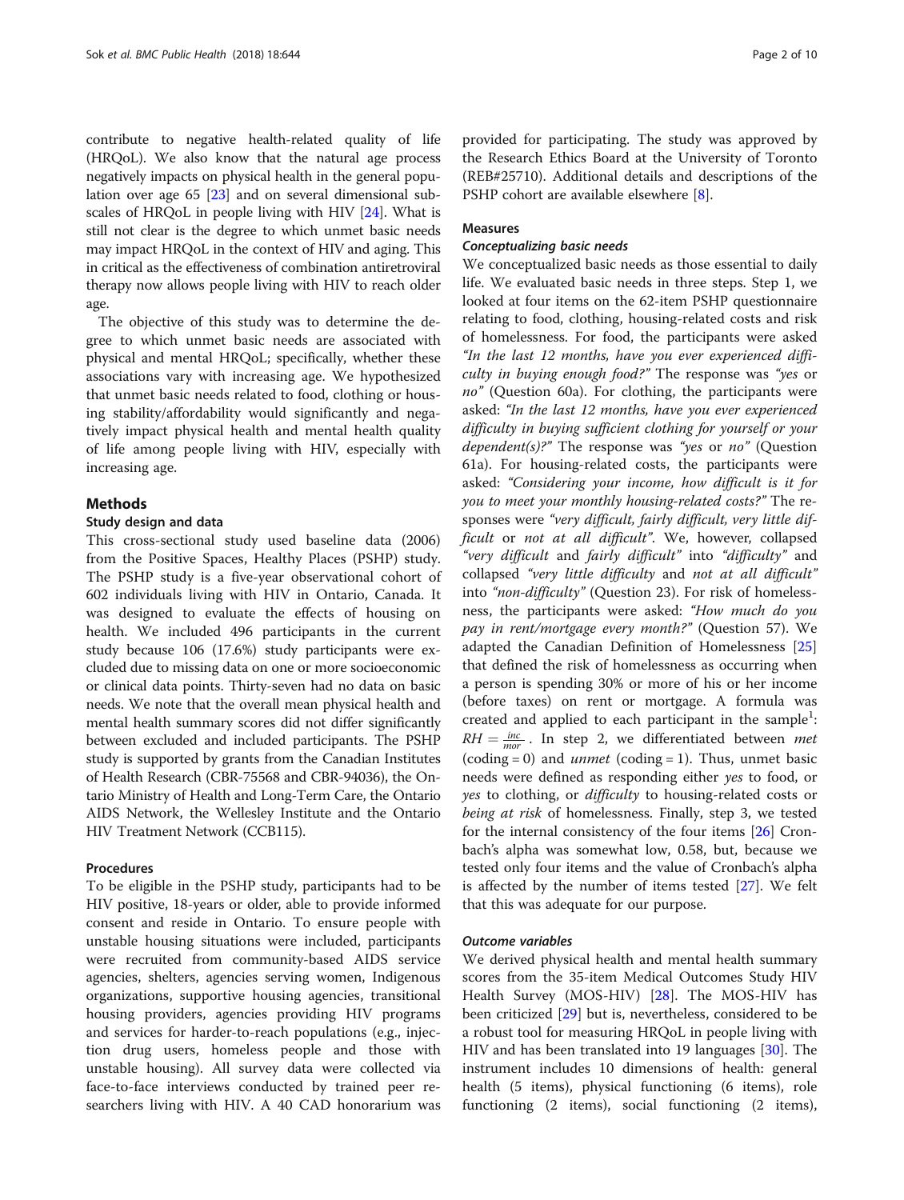contribute to negative health-related quality of life (HRQoL). We also know that the natural age process negatively impacts on physical health in the general population over age 65 [23] and on several dimensional subscales of HRQoL in people living with HIV [24]. What is still not clear is the degree to which unmet basic needs may impact HRQoL in the context of HIV and aging. This in critical as the effectiveness of combination antiretroviral therapy now allows people living with HIV to reach older age.

The objective of this study was to determine the degree to which unmet basic needs are associated with physical and mental HRQoL; specifically, whether these associations vary with increasing age. We hypothesized that unmet basic needs related to food, clothing or housing stability/affordability would significantly and negatively impact physical health and mental health quality of life among people living with HIV, especially with increasing age.

## Methods

### Study design and data

This cross-sectional study used baseline data (2006) from the Positive Spaces, Healthy Places (PSHP) study. The PSHP study is a five-year observational cohort of 602 individuals living with HIV in Ontario, Canada. It was designed to evaluate the effects of housing on health. We included 496 participants in the current study because 106 (17.6%) study participants were excluded due to missing data on one or more socioeconomic or clinical data points. Thirty-seven had no data on basic needs. We note that the overall mean physical health and mental health summary scores did not differ significantly between excluded and included participants. The PSHP study is supported by grants from the Canadian Institutes of Health Research (CBR-75568 and CBR-94036), the Ontario Ministry of Health and Long-Term Care, the Ontario AIDS Network, the Wellesley Institute and the Ontario HIV Treatment Network (CCB115).

### Procedures

To be eligible in the PSHP study, participants had to be HIV positive, 18-years or older, able to provide informed consent and reside in Ontario. To ensure people with unstable housing situations were included, participants were recruited from community-based AIDS service agencies, shelters, agencies serving women, Indigenous organizations, supportive housing agencies, transitional housing providers, agencies providing HIV programs and services for harder-to-reach populations (e.g., injection drug users, homeless people and those with unstable housing). All survey data were collected via face-to-face interviews conducted by trained peer researchers living with HIV. A 40 CAD honorarium was provided for participating. The study was approved by the Research Ethics Board at the University of Toronto (REB#25710). Additional details and descriptions of the PSHP cohort are available elsewhere [8].

### Measures

#### *Conceptualizing basic needs*

We conceptualized basic needs as those essential to daily life. We evaluated basic needs in three steps. Step 1, we looked at four items on the 62-item PSHP questionnaire relating to food, clothing, housing-related costs and risk of homelessness. For food, the participants were asked *"In the last 12 months, have you ever experienced difficulty in buying enough food?"* The response was *"yes* or *no"* (Question 60a). For clothing, the participants were asked: *"In the last 12 months, have you ever experienced difficulty in buying sufficient clothing for yourself or your dependent(s)?"* The response was *"yes* or *no"* (Question 61a). For housing-related costs, the participants were asked: *"Considering your income, how difficult is it for you to meet your monthly housing-related costs?"* The responses were *"very difficult, fairly difficult, very little difficult* or *not at all difficult"*. We, however, collapsed *"very difficult* and *fairly difficult"* into *"difficulty"* and collapsed *"very little difficulty* and *not at all difficult"* into *"non-difficulty"* (Question 23). For risk of homelessness, the participants were asked: *"How much do you pay in rent/mortgage every month?"* (Question 57). We adapted the Canadian Definition of Homelessness [25] that defined the risk of homelessness as occurring when a person is spending 30% or more of his or her income (before taxes) on rent or mortgage. A formula was created and applied to each participant in the sample[1]: $RH = \frac{inc}{mor}$. In step 2, we differentiated between *met* (coding = 0) and *unmet* (coding = 1). Thus, unmet basic needs were defined as responding either *yes* to food, or *yes* to clothing, or *difficulty* to housing-related costs or *being at risk* of homelessness. Finally, step 3, we tested for the internal consistency of the four items [26] Cronbach's alpha was somewhat low, 0.58, but, because we tested only four items and the value of Cronbach's alpha is affected by the number of items tested [27]. We felt that this was adequate for our purpose.

#### *Outcome variables*

We derived physical health and mental health summary scores from the 35-item Medical Outcomes Study HIV Health Survey (MOS-HIV) [28]. The MOS-HIV has been criticized [29] but is, nevertheless, considered to be a robust tool for measuring HRQoL in people living with HIV and has been translated into 19 languages [30]. The instrument includes 10 dimensions of health: general health (5 items), physical functioning (6 items), role functioning (2 items), social functioning (2 items),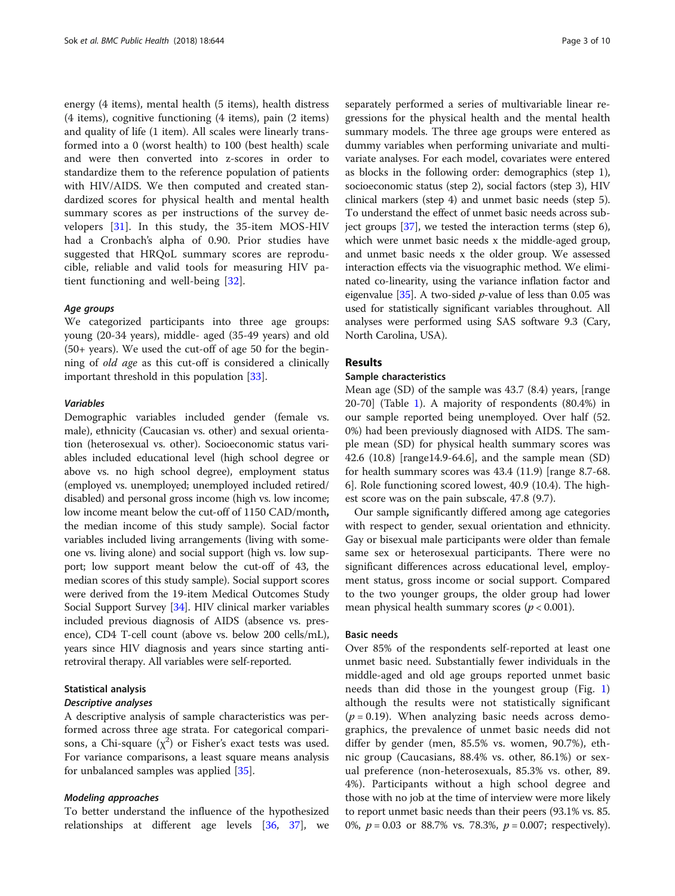energy (4 items), mental health (5 items), health distress (4 items), cognitive functioning (4 items), pain (2 items) and quality of life (1 item). All scales were linearly transformed into a 0 (worst health) to 100 (best health) scale and were then converted into z-scores in order to standardize them to the reference population of patients with HIV/AIDS. We then computed and created standardized scores for physical health and mental health summary scores as per instructions of the survey developers [31]. In this study, the 35-item MOS-HIV had a Cronbach's alpha of 0.90. Prior studies have suggested that HRQoL summary scores are reproducible, reliable and valid tools for measuring HIV patient functioning and well-being [32].

#### *Age groups*

We categorized participants into three age groups: young (20-34 years), middle- aged (35-49 years) and old (50+ years). We used the cut-off of age 50 for the beginning of *old age* as this cut-off is considered a clinically important threshold in this population [33].

#### *Variables*

Demographic variables included gender (female vs. male), ethnicity (Caucasian vs. other) and sexual orientation (heterosexual vs. other). Socioeconomic status variables included educational level (high school degree or above vs. no high school degree), employment status (employed vs. unemployed; unemployed included retired/disabled) and personal gross income (high vs. low income; low income meant below the cut-off of 1150 CAD/month**,** the median income of this study sample). Social factor variables included living arrangements (living with someone vs. living alone) and social support (high vs. low support; low support meant below the cut-off of 43, the median scores of this study sample). Social support scores were derived from the 19-item Medical Outcomes Study Social Support Survey [34]. HIV clinical marker variables included previous diagnosis of AIDS (absence vs. presence), CD4 T-cell count (above vs. below 200 cells/mL), years since HIV diagnosis and years since starting antiretroviral therapy. All variables were self-reported.

### Statistical analysis

#### *Descriptive analyses*

A descriptive analysis of sample characteristics was performed across three age strata. For categorical comparisons, a Chi-square ($\chi^2$) or Fisher's exact tests was used. For variance comparisons, a least square means analysis for unbalanced samples was applied [35].

#### *Modeling approaches*

To better understand the influence of the hypothesized relationships at different age levels [36, 37], we separately performed a series of multivariable linear regressions for the physical health and the mental health summary models. The three age groups were entered as dummy variables when performing univariate and multivariate analyses. For each model, covariates were entered as blocks in the following order: demographics (step 1), socioeconomic status (step 2), social factors (step 3), HIV clinical markers (step 4) and unmet basic needs (step 5). To understand the effect of unmet basic needs across subject groups [37], we tested the interaction terms (step 6), which were unmet basic needs x the middle-aged group, and unmet basic needs x the older group. We assessed interaction effects via the visuographic method. We eliminated co-linearity, using the variance inflation factor and eigenvalue [35]. A two-sided $p$-value of less than 0.05 was used for statistically significant variables throughout. All analyses were performed using SAS software 9.3 (Cary, North Carolina, USA).

## Results

### Sample characteristics

Mean age (SD) of the sample was 43.7 (8.4) years, [range 20-70] (Table 1). A majority of respondents (80.4%) in our sample reported being unemployed. Over half (52.0%) had been previously diagnosed with AIDS. The sample mean (SD) for physical health summary scores was 42.6 (10.8) [range14.9-64.6], and the sample mean (SD) for health summary scores was 43.4 (11.9) [range 8.7-68.6]. Role functioning scored lowest, 40.9 (10.4). The highest score was on the pain subscale, 47.8 (9.7).

Our sample significantly differed among age categories with respect to gender, sexual orientation and ethnicity. Gay or bisexual male participants were older than female same sex or heterosexual participants. There were no significant differences across educational level, employment status, gross income or social support. Compared to the two younger groups, the older group had lower mean physical health summary scores ($p < 0.001$).

### Basic needs

Over 85% of the respondents self-reported at least one unmet basic need. Substantially fewer individuals in the middle-aged and old age groups reported unmet basic needs than did those in the youngest group (Fig. 1) although the results were not statistically significant ($p = 0.19$). When analyzing basic needs across demographics, the prevalence of unmet basic needs did not differ by gender (men, 85.5% vs. women, 90.7%), ethnic group (Caucasians, 88.4% vs. other, 86.1%) or sexual preference (non-heterosexuals, 85.3% vs. other, 89.4%). Participants without a high school degree and those with no job at the time of interview were more likely to report unmet basic needs than their peers (93.1% vs. 85.0%, $p = 0.03$ or 88.7% vs. 78.3%, $p = 0.007$; respectively).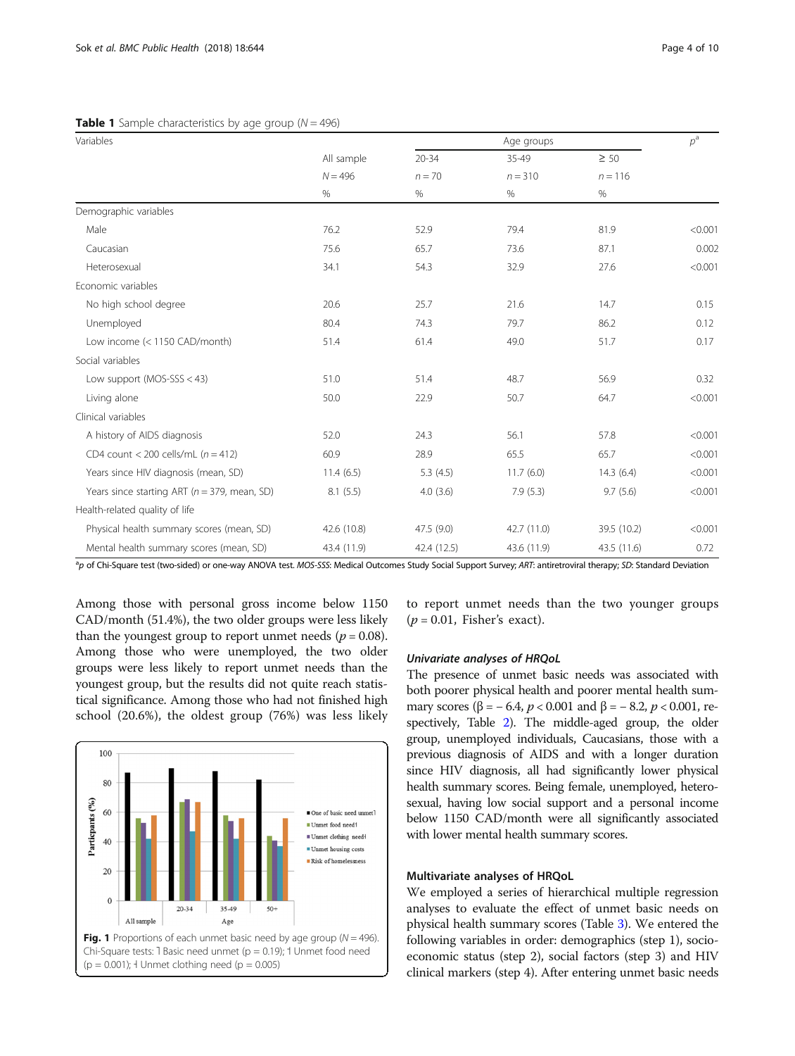**Table 1** Sample characteristics by age group (N = 496)

| Variables | All sample | Age groups | | | $p^a$ |
|---|---|---|---|---|---|
| | | 20-34 | 35-49 | ≥ 50 | |
| | N = 496 | n = 70 | n = 310 | n = 116 | |
| | % | % | % | % | |
| Demographic variables | | | | | |
| Male | 76.2 | 52.9 | 79.4 | 81.9 | <0.001 |
| Caucasian | 75.6 | 65.7 | 73.6 | 87.1 | 0.002 |
| Heterosexual | 34.1 | 54.3 | 32.9 | 27.6 | <0.001 |
| Economic variables | | | | | |
| No high school degree | 20.6 | 25.7 | 21.6 | 14.7 | 0.15 |
| Unemployed | 80.4 | 74.3 | 79.7 | 86.2 | 0.12 |
| Low income (< 1150 CAD/month) | 51.4 | 61.4 | 49.0 | 51.7 | 0.17 |
| Social variables | | | | | |
| Low support (MOS-SSS < 43) | 51.0 | 51.4 | 48.7 | 56.9 | 0.32 |
| Living alone | 50.0 | 22.9 | 50.7 | 64.7 | <0.001 |
| Clinical variables | | | | | |
| A history of AIDS diagnosis | 52.0 | 24.3 | 56.1 | 57.8 | <0.001 |
| CD4 count < 200 cells/mL (n = 412) | 60.9 | 28.9 | 65.5 | 65.7 | <0.001 |
| Years since HIV diagnosis (mean, SD) | 11.4 (6.5) | 5.3 (4.5) | 11.7 (6.0) | 14.3 (6.4) | <0.001 |
| Years since starting ART (n = 379, mean, SD) | 8.1 (5.5) | 4.0 (3.6) | 7.9 (5.3) | 9.7 (5.6) | <0.001 |
| Health-related quality of life | | | | | |
| Physical health summary scores (mean, SD) | 42.6 (10.8) | 47.5 (9.0) | 42.7 (11.0) | 39.5 (10.2) | <0.001 |
| Mental health summary scores (mean, SD) | 43.4 (11.9) | 42.4 (12.5) | 43.6 (11.9) | 43.5 (11.6) | 0.72 |

[a] *p* of Chi-Square test (two-sided) or one-way ANOVA test. *MOS-SSS*: Medical Outcomes Study Social Support Survey; *ART*: antiretroviral therapy; *SD*: Standard Deviation

Among those with personal gross income below 1150 CAD/month (51.4%), the two older groups were less likely than the youngest group to report unmet needs ($p = 0.08$). Among those who were unemployed, the two older groups were less likely to report unmet needs than the youngest group, but the results did not quite reach statistical significance. Among those who had not finished high school (20.6%), the oldest group (76%) was less likely to report unmet needs than the two younger groups ($p = 0.01$, Fisher's exact).

**Fig. 1** Proportions of each unmet basic need by age group (N = 496). Chi-Square tests: ┐Basic need unmet (p = 0.19); ┤Unmet food need (p = 0.001); ┤Unmet clothing need (p = 0.005)

### Univariate analyses of HRQoL

The presence of unmet basic needs was associated with both poorer physical health and poorer mental health summary scores ($\beta = -6.4$, $p < 0.001$ and $\beta = -8.2$, $p < 0.001$, respectively, Table 2). The middle-aged group, the older group, unemployed individuals, Caucasians, those with a previous diagnosis of AIDS and with a longer duration since HIV diagnosis, all had significantly lower physical health summary scores. Being female, unemployed, heterosexual, having low social support and a personal income below 1150 CAD/month were all significantly associated with lower mental health summary scores.

### Multivariate analyses of HRQoL

We employed a series of hierarchical multiple regression analyses to evaluate the effect of unmet basic needs on physical health summary scores (Table 3). We entered the following variables in order: demographics (step 1), socio-economic status (step 2), social factors (step 3) and HIV clinical markers (step 4). After entering unmet basic needs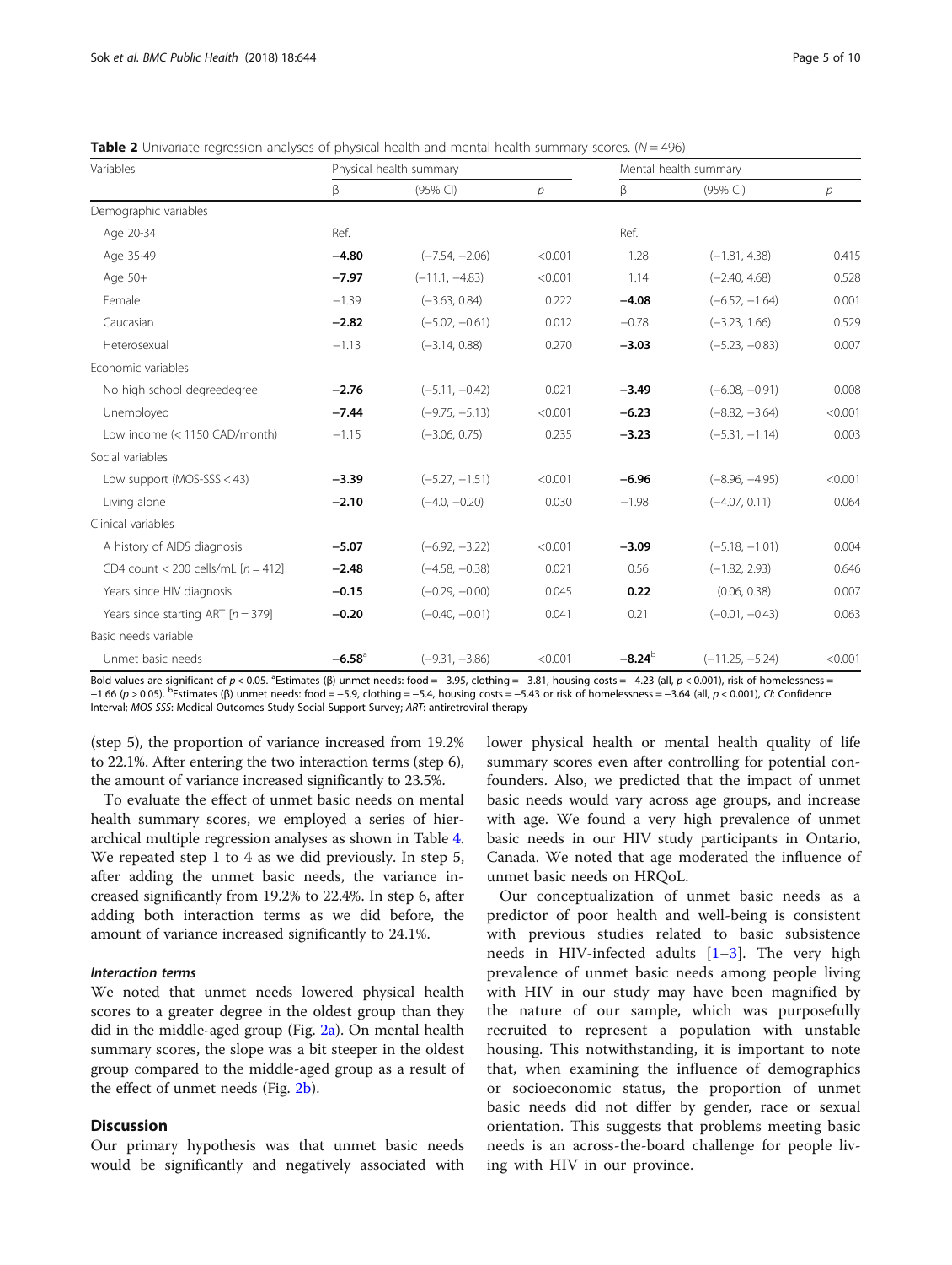**Table 2** Univariate regression analyses of physical health and mental health summary scores. ($N = 496$)

| Variables | Physical health summary | | | Mental health summary | | |
|---|---|---|---|---|---|---|
| | β | (95% CI) | *p* | β | (95% CI) | *p* |
| Demographic variables | | | | | | |
| Age 20-34 | Ref. | | | Ref. | | |
| Age 35-49 | **−4.80** | (−7.54, −2.06) | <0.001 | 1.28 | (−1.81, 4.38) | 0.415 |
| Age 50+ | **−7.97** | (−11.1, −4.83) | <0.001 | 1.14 | (−2.40, 4.68) | 0.528 |
| Female | −1.39 | (−3.63, 0.84) | 0.222 | **−4.08** | (−6.52, −1.64) | 0.001 |
| Caucasian | **−2.82** | (−5.02, −0.61) | 0.012 | −0.78 | (−3.23, 1.66) | 0.529 |
| Heterosexual | −1.13 | (−3.14, 0.88) | 0.270 | **−3.03** | (−5.23, −0.83) | 0.007 |
| Economic variables | | | | | | |
| No high school degreedegree | **−2.76** | (−5.11, −0.42) | 0.021 | **−3.49** | (−6.08, −0.91) | 0.008 |
| Unemployed | **−7.44** | (−9.75, −5.13) | <0.001 | **−6.23** | (−8.82, −3.64) | <0.001 |
| Low income (< 1150 CAD/month) | −1.15 | (−3.06, 0.75) | 0.235 | **−3.23** | (−5.31, −1.14) | 0.003 |
| Social variables | | | | | | |
| Low support (MOS-SSS < 43) | **−3.39** | (−5.27, −1.51) | <0.001 | **−6.96** | (−8.96, −4.95) | <0.001 |
| Living alone | **−2.10** | (−4.0, −0.20) | 0.030 | −1.98 | (−4.07, 0.11) | 0.064 |
| Clinical variables | | | | | | |
| A history of AIDS diagnosis | **−5.07** | (−6.92, −3.22) | <0.001 | **−3.09** | (−5.18, −1.01) | 0.004 |
| CD4 count < 200 cells/mL [$n = 412$] | **−2.48** | (−4.58, −0.38) | 0.021 | 0.56 | (−1.82, 2.93) | 0.646 |
| Years since HIV diagnosis | **−0.15** | (−0.29, −0.00) | 0.045 | **0.22** | (0.06, 0.38) | 0.007 |
| Years since starting ART [$n = 379$] | **−0.20** | (−0.40, −0.01) | 0.041 | 0.21 | (−0.01, −0.43) | 0.063 |
| Basic needs variable | | | | | | |
| Unmet basic needs | **−6.58**[a] | (−9.31, −3.86) | <0.001 | **−8.24**[b] | (−11.25, −5.24) | <0.001 |

Bold values are significant of $p < 0.05$. [a]Estimates (β) unmet needs: food = −3.95, clothing = −3.81, housing costs = −4.23 (all, $p < 0.001$), risk of homelessness = −1.66 ($p > 0.05$). [b]Estimates (β) unmet needs: food = −5.9, clothing = −5.4, housing costs = −5.43 or risk of homelessness = −3.64 (all, $p < 0.001$), *CI*: Confidence Interval; *MOS-SSS*: Medical Outcomes Study Social Support Survey; *ART*: antiretroviral therapy

(step 5), the proportion of variance increased from 19.2% to 22.1%. After entering the two interaction terms (step 6), the amount of variance increased significantly to 23.5%.

To evaluate the effect of unmet basic needs on mental health summary scores, we employed a series of hierarchical multiple regression analyses as shown in Table 4. We repeated step 1 to 4 as we did previously. In step 5, after adding the unmet basic needs, the variance increased significantly from 19.2% to 22.4%. In step 6, after adding both interaction terms as we did before, the amount of variance increased significantly to 24.1%.

#### *Interaction terms*

We noted that unmet needs lowered physical health scores to a greater degree in the oldest group than they did in the middle-aged group (Fig. 2a). On mental health summary scores, the slope was a bit steeper in the oldest group compared to the middle-aged group as a result of the effect of unmet needs (Fig. 2b).

## Discussion

Our primary hypothesis was that unmet basic needs would be significantly and negatively associated with lower physical health or mental health quality of life summary scores even after controlling for potential confounders. Also, we predicted that the impact of unmet basic needs would vary across age groups, and increase with age. We found a very high prevalence of unmet basic needs in our HIV study participants in Ontario, Canada. We noted that age moderated the influence of unmet basic needs on HRQoL.

Our conceptualization of unmet basic needs as a predictor of poor health and well-being is consistent with previous studies related to basic subsistence needs in HIV-infected adults [1–3]. The very high prevalence of unmet basic needs among people living with HIV in our study may have been magnified by the nature of our sample, which was purposefully recruited to represent a population with unstable housing. This notwithstanding, it is important to note that, when examining the influence of demographics or socioeconomic status, the proportion of unmet basic needs did not differ by gender, race or sexual orientation. This suggests that problems meeting basic needs is an across-the-board challenge for people living with HIV in our province.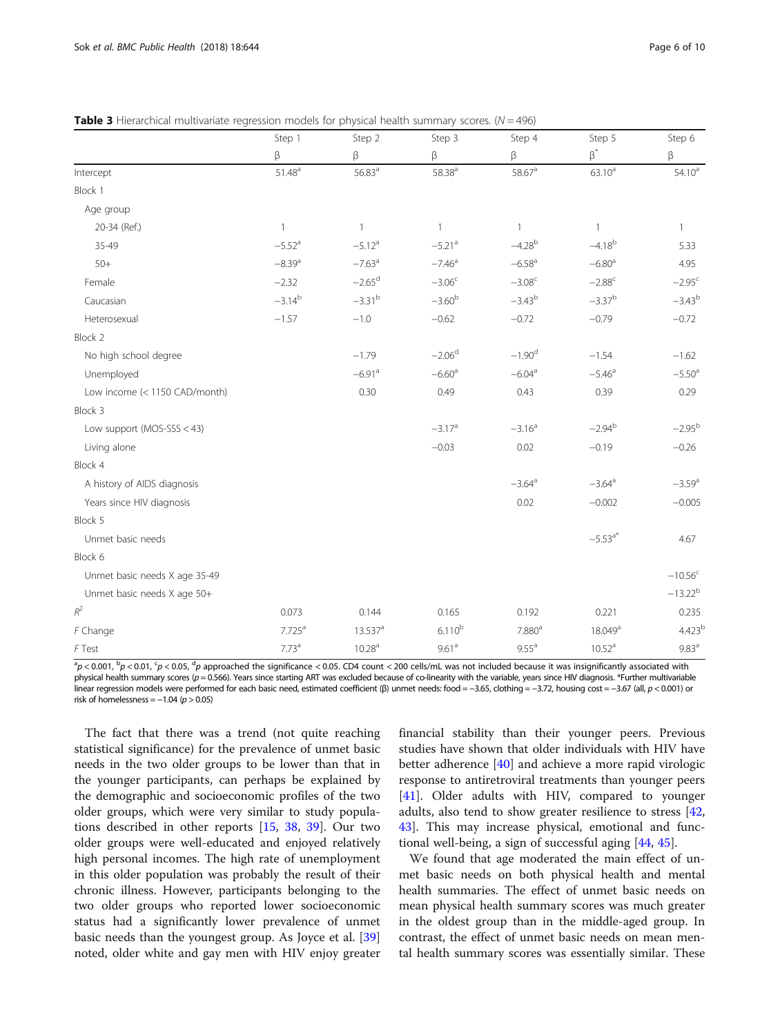**Table 3** Hierarchical multivariate regression models for physical health summary scores. ($N = 496$)

| | Step 1 | Step 2 | Step 3 | Step 4 | Step 5 | Step 6 |
|---|---|---|---|---|---|---|
| | β | β | β | β | β* | β |
| Intercept | 51.48[a] | 56.83[a] | 58.38[a] | 58.67[a] | 63.10[a] | 54.10[a] |
| Block 1 | | | | | | |
| Age group | | | | | | |
| 20-34 (Ref.) | 1 | 1 | 1 | 1 | 1 | 1 |
| 35-49 | −5.52[a] | −5.12[a] | −5.21[a] | −4.28[b] | −4.18[b] | 5.33 |
| 50+ | −8.39[a] | −7.63[a] | −7.46[a] | −6.58[a] | −6.80[a] | 4.95 |
| Female | −2.32 | −2.65[d] | −3.06[c] | −3.08[c] | −2.88[c] | −2.95[c] |
| Caucasian | −3.14[b] | −3.31[b] | −3.60[b] | −3.43[b] | −3.37[b] | −3.43[b] |
| Heterosexual | −1.57 | −1.0 | −0.62 | −0.72 | −0.79 | −0.72 |
| Block 2 | | | | | | |
| No high school degree | | −1.79 | −2.06[d] | −1.90[d] | −1.54 | −1.62 |
| Unemployed | | −6.91[a] | −6.60[a] | −6.04[a] | −5.46[a] | −5.50[a] |
| Low income (< 1150 CAD/month) | | 0.30 | 0.49 | 0.43 | 0.39 | 0.29 |
| Block 3 | | | | | | |
| Low support (MOS-SSS < 43) | | | −3.17[a] | −3.16[a] | −2.94[b] | −2.95[b] |
| Living alone | | | −0.03 | 0.02 | −0.19 | −0.26 |
| Block 4 | | | | | | |
| A history of AIDS diagnosis | | | | −3.64[a] | −3.64[a] | −3.59[a] |
| Years since HIV diagnosis | | | | 0.02 | −0.002 | −0.005 |
| Block 5 | | | | | | |
| Unmet basic needs | | | | | −5.53[a]* | 4.67 |
| Block 6 | | | | | | |
| Unmet basic needs X age 35-49 | | | | | | −10.56[c] |
| Unmet basic needs X age 50+ | | | | | | −13.22[b] |
| $R^2$ | 0.073 | 0.144 | 0.165 | 0.192 | 0.221 | 0.235 |
| F Change | 7.725[a] | 13.537[a] | 6.110[b] | 7.880[a] | 18.049[a] | 4.423[b] |
| F Test | 7.73[a] | 10.28[a] | 9.61[a] | 9.55[a] | 10.52[a] | 9.83[a] |

[a]$p < 0.001$, [b]$p < 0.01$, [c]$p < 0.05$, [d]$p$ approached the significance < 0.05. CD4 count < 200 cells/mL was not included because it was insignificantly associated with physical health summary scores ($p = 0.566$). Years since starting ART was excluded because of co-linearity with the variable, years since HIV diagnosis. *Further multivariable linear regression models were performed for each basic need, estimated coefficient (β) unmet needs: food = −3.65, clothing = −3.72, housing cost = −3.67 (all, $p < 0.001$) or risk of homelessness = −1.04 ($p > 0.05$)

The fact that there was a trend (not quite reaching statistical significance) for the prevalence of unmet basic needs in the two older groups to be lower than that in the younger participants, can perhaps be explained by the demographic and socioeconomic profiles of the two older groups, which were very similar to study populations described in other reports [15, 38, 39]. Our two older groups were well-educated and enjoyed relatively high personal incomes. The high rate of unemployment in this older population was probably the result of their chronic illness. However, participants belonging to the two older groups who reported lower socioeconomic status had a significantly lower prevalence of unmet basic needs than the youngest group. As Joyce et al. [39] noted, older white and gay men with HIV enjoy greater financial stability than their younger peers. Previous studies have shown that older individuals with HIV have better adherence [40] and achieve a more rapid virologic response to antiretroviral treatments than younger peers [41]. Older adults with HIV, compared to younger adults, also tend to show greater resilience to stress [42, 43]. This may increase physical, emotional and functional well-being, a sign of successful aging [44, 45].

We found that age moderated the main effect of unmet basic needs on both physical health and mental health summaries. The effect of unmet basic needs on mean physical health summary scores was much greater in the oldest group than in the middle-aged group. In contrast, the effect of unmet basic needs on mean mental health summary scores was essentially similar. These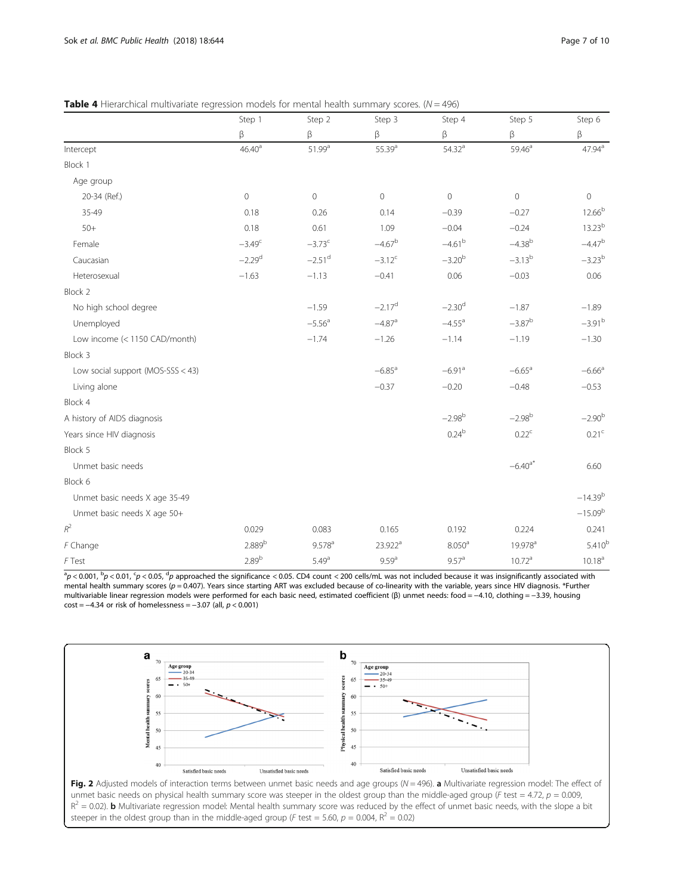**Table 4** Hierarchical multivariate regression models for mental health summary scores. (*N* = 496)

| | Step 1 | Step 2 | Step 3 | Step 4 | Step 5 | Step 6 |
|---|---|---|---|---|---|---|
| | β | β | β | β | β | β |
| Intercept | 46.40[a] | 51.99[a] | 55.39[a] | 54.32[a] | 59.46[a] | 47.94[a] |
| Block 1 | | | | | | |
| Age group | | | | | | |
| 20-34 (Ref.) | 0 | 0 | 0 | 0 | 0 | 0 |
| 35-49 | 0.18 | 0.26 | 0.14 | −0.39 | −0.27 | 12.66[b] |
| 50+ | 0.18 | 0.61 | 1.09 | −0.04 | −0.24 | 13.23[b] |
| Female | −3.49[c] | −3.73[c] | −4.67[b] | −4.61[b] | −4.38[b] | −4.47[b] |
| Caucasian | −2.29[d] | −2.51[d] | −3.12[c] | −3.20[b] | −3.13[b] | −3.23[b] |
| Heterosexual | −1.63 | −1.13 | −0.41 | 0.06 | −0.03 | 0.06 |
| Block 2 | | | | | | |
| No high school degree | | −1.59 | −2.17[d] | −2.30[d] | −1.87 | −1.89 |
| Unemployed | | −5.56[a] | −4.87[a] | −4.55[a] | −3.87[b] | −3.91[b] |
| Low income (< 1150 CAD/month) | | −1.74 | −1.26 | −1.14 | −1.19 | −1.30 |
| Block 3 | | | | | | |
| Low social support (MOS-SSS < 43) | | | −6.85[a] | −6.91[a] | −6.65[a] | −6.66[a] |
| Living alone | | | −0.37 | −0.20 | −0.48 | −0.53 |
| Block 4 | | | | | | |
| A history of AIDS diagnosis | | | | −2.98[b] | −2.98[b] | −2.90[b] |
| Years since HIV diagnosis | | | | 0.24[b] | 0.22[c] | 0.21[c] |
| Block 5 | | | | | | |
| Unmet basic needs | | | | | −6.40[a*] | 6.60 |
| Block 6 | | | | | | |
| Unmet basic needs X age 35-49 | | | | | | −14.39[b] |
| Unmet basic needs X age 50+ | | | | | | −15.09[b] |
| $R^2$ | 0.029 | 0.083 | 0.165 | 0.192 | 0.224 | 0.241 |
| *F* Change | 2.889[b] | 9.578[a] | 23.922[a] | 8.050[a] | 19.978[a] | 5.410[b] |
| *F* Test | 2.89[b] | 5.49[a] | 9.59[a] | 9.57[a] | 10.72[a] | 10.18[a] |

[a]$p < 0.001$, [b]$p < 0.01$, [c]$p < 0.05$, [d]$p$ approached the significance < 0.05. CD4 count < 200 cells/mL was not included because it was insignificantly associated with mental health summary scores ($p = 0.407$). Years since starting ART was excluded because of co-linearity with the variable, years since HIV diagnosis. *Further multivariable linear regression models were performed for each basic need, estimated coefficient (β) unmet needs: food = −4.10, clothing = −3.39, housing cost = −4.34 or risk of homelessness = −3.07 (all, $p < 0.001$)

**Fig. 2** Adjusted models of interaction terms between unmet basic needs and age groups (*N* = 496). **a** Multivariate regression model: The effect of unmet basic needs on physical health summary score was steeper in the oldest group than the middle-aged group (*F* test = 4.72, $p = 0.009$, $R^2 = 0.02$). **b** Multivariate regression model: Mental health summary score was reduced by the effect of unmet basic needs, with the slope a bit steeper in the oldest group than in the middle-aged group (*F* test = 5.60, $p = 0.004$, $R^2 = 0.02$)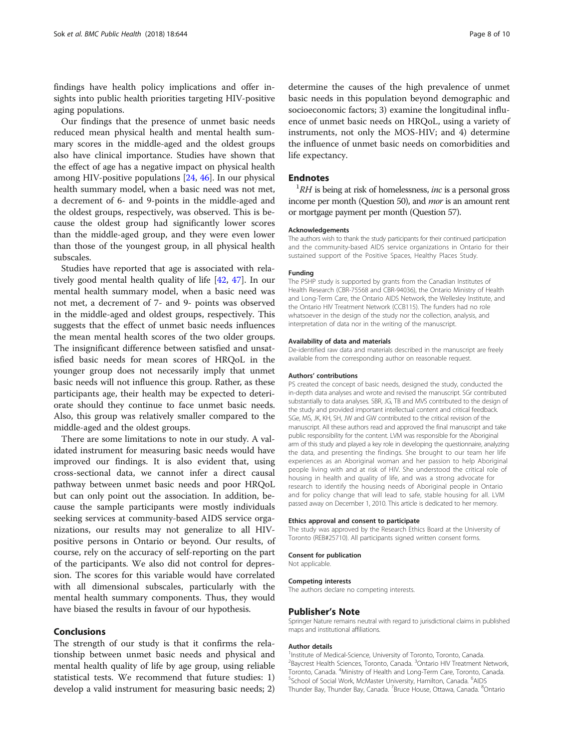findings have health policy implications and offer insights into public health priorities targeting HIV-positive aging populations.

Our findings that the presence of unmet basic needs reduced mean physical health and mental health summary scores in the middle-aged and the oldest groups also have clinical importance. Studies have shown that the effect of age has a negative impact on physical health among HIV-positive populations [24, 46]. In our physical health summary model, when a basic need was not met, a decrement of 6- and 9-points in the middle-aged and the oldest groups, respectively, was observed. This is because the oldest group had significantly lower scores than the middle-aged group, and they were even lower than those of the youngest group, in all physical health subscales.

Studies have reported that age is associated with relatively good mental health quality of life [42, 47]. In our mental health summary model, when a basic need was not met, a decrement of 7- and 9- points was observed in the middle-aged and oldest groups, respectively. This suggests that the effect of unmet basic needs influences the mean mental health scores of the two older groups. The insignificant difference between satisfied and unsatisfied basic needs for mean scores of HRQoL in the younger group does not necessarily imply that unmet basic needs will not influence this group. Rather, as these participants age, their health may be expected to deteriorate should they continue to face unmet basic needs. Also, this group was relatively smaller compared to the middle-aged and the oldest groups.

There are some limitations to note in our study. A validated instrument for measuring basic needs would have improved our findings. It is also evident that, using cross-sectional data, we cannot infer a direct causal pathway between unmet basic needs and poor HRQoL but can only point out the association. In addition, because the sample participants were mostly individuals seeking services at community-based AIDS service organizations, our results may not generalize to all HIV-positive persons in Ontario or beyond. Our results, of course, rely on the accuracy of self-reporting on the part of the participants. We also did not control for depression. The scores for this variable would have correlated with all dimensional subscales, particularly with the mental health summary components. Thus, they would have biased the results in favour of our hypothesis.

## Conclusions

The strength of our study is that it confirms the relationship between unmet basic needs and physical and mental health quality of life by age group, using reliable statistical tests. We recommend that future studies: 1) develop a valid instrument for measuring basic needs; 2) determine the causes of the high prevalence of unmet basic needs in this population beyond demographic and socioeconomic factors; 3) examine the longitudinal influence of unmet basic needs on HRQoL, using a variety of instruments, not only the MOS-HIV; and 4) determine the influence of unmet basic needs on comorbidities and life expectancy.

## Endnotes

[1]*RH* is being at risk of homelessness, *inc* is a personal gross income per month (Question 50), and *mor* is an amount rent or mortgage payment per month (Question 57).

#### Acknowledgements

The authors wish to thank the study participants for their continued participation and the community-based AIDS service organizations in Ontario for their sustained support of the Positive Spaces, Healthy Places Study.

#### Funding

The PSHP study is supported by grants from the Canadian Institutes of Health Research (CBR-75568 and CBR-94036), the Ontario Ministry of Health and Long-Term Care, the Ontario AIDS Network, the Wellesley Institute, and the Ontario HIV Treatment Network (CCB115). The funders had no role whatsoever in the design of the study nor the collection, analysis, and interpretation of data nor in the writing of the manuscript.

#### Availability of data and materials

De-identified raw data and materials described in the manuscript are freely available from the corresponding author on reasonable request.

#### Authors' contributions

PS created the concept of basic needs, designed the study, conducted the in-depth data analyses and wrote and revised the manuscript. SGr contributed substantially to data analyses. SBR, JG, TB and MVS contributed to the design of the study and provided important intellectual content and critical feedback. SGe, MS, JK, KH, SH, JW and GW contributed to the critical revision of the manuscript. All these authors read and approved the final manuscript and take public responsibility for the content. LVM was responsible for the Aboriginal arm of this study and played a key role in developing the questionnaire, analyzing the data, and presenting the findings. She brought to our team her life experiences as an Aboriginal woman and her passion to help Aboriginal people living with and at risk of HIV. She understood the critical role of housing in health and quality of life, and was a strong advocate for research to identify the housing needs of Aboriginal people in Ontario and for policy change that will lead to safe, stable housing for all. LVM passed away on December 1, 2010. This article is dedicated to her memory.

#### Ethics approval and consent to participate

The study was approved by the Research Ethics Board at the University of Toronto (REB#25710). All participants signed written consent forms.

#### Consent for publication

Not applicable.

#### Competing interests

The authors declare no competing interests.

## Publisher's Note

Springer Nature remains neutral with regard to jurisdictional claims in published maps and institutional affiliations.

#### Author details

[1]Institute of Medical-Science, University of Toronto, Toronto, Canada. [2]Baycrest Health Sciences, Toronto, Canada. [3]Ontario HIV Treatment Network, Toronto, Canada. [4]Ministry of Health and Long-Term Care, Toronto, Canada. [5]School of Social Work, McMaster University, Hamilton, Canada. [6]AIDS Thunder Bay, Thunder Bay, Canada. [7]Bruce House, Ottawa, Canada. [8]Ontario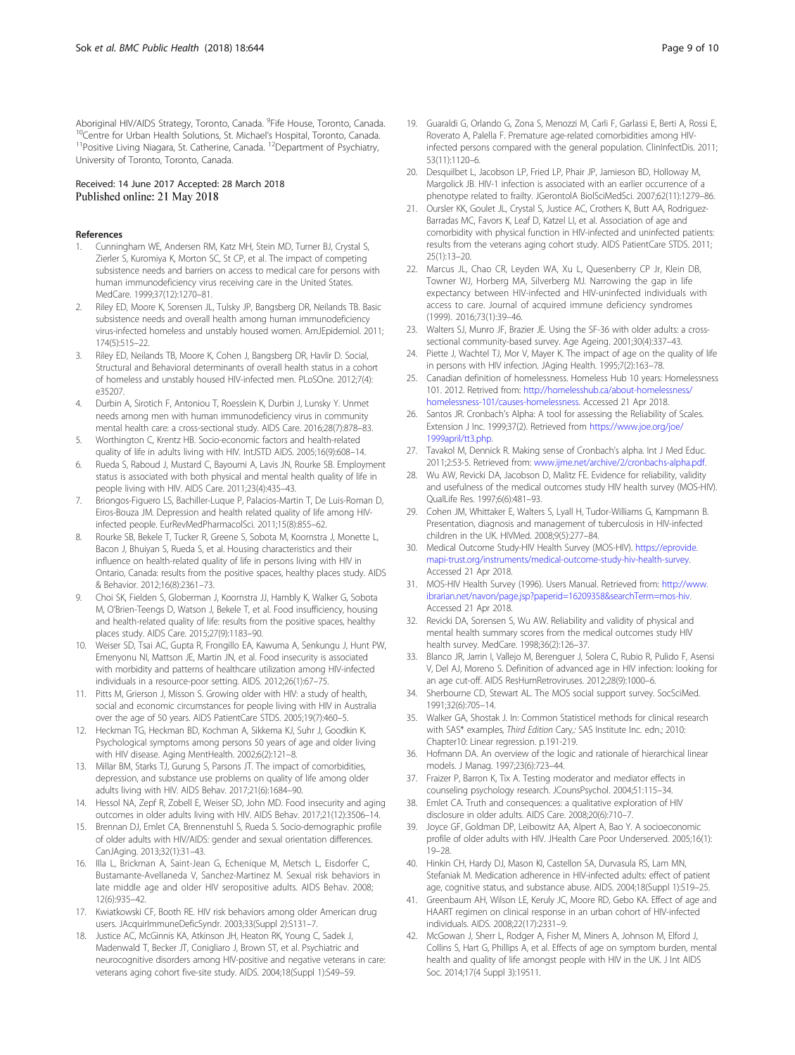Aboriginal HIV/AIDS Strategy, Toronto, Canada. [9]Fife House, Toronto, Canada. [10]Centre for Urban Health Solutions, St. Michael's Hospital, Toronto, Canada. [11]Positive Living Niagara, St. Catherine, Canada. [12]Department of Psychiatry, University of Toronto, Toronto, Canada.

Received: 14 June 2017 Accepted: 28 March 2018
Published online: 21 May 2018

## References

1. Cunningham WE, Andersen RM, Katz MH, Stein MD, Turner BJ, Crystal S, Zierler S, Kuromiya K, Morton SC, St CP, et al. The impact of competing subsistence needs and barriers on access to medical care for persons with human immunodeficiency virus receiving care in the United States. MedCare. 1999;37(12):1270–81.
2. Riley ED, Moore K, Sorensen JL, Tulsky JP, Bangsberg DR, Neilands TB. Basic subsistence needs and overall health among human immunodeficiency virus-infected homeless and unstably housed women. AmJEpidemiol. 2011; 174(5):515–22.
3. Riley ED, Neilands TB, Moore K, Cohen J, Bangsberg DR, Havlir D. Social, Structural and Behavioral determinants of overall health status in a cohort of homeless and unstably housed HIV-infected men. PLoSOne. 2012;7(4): e35207.
4. Durbin A, Sirotich F, Antoniou T, Roesslein K, Durbin J, Lunsky Y. Unmet needs among men with human immunodeficiency virus in community mental health care: a cross-sectional study. AIDS Care. 2016;28(7):878–83.
5. Worthington C, Krentz HB. Socio-economic factors and health-related quality of life in adults living with HIV. IntJSTD AIDS. 2005;16(9):608–14.
6. Rueda S, Raboud J, Mustard C, Bayoumi A, Lavis JN, Rourke SB. Employment status is associated with both physical and mental health quality of life in people living with HIV. AIDS Care. 2011;23(4):435–43.
7. Briongos-Figuero LS, Bachiller-Luque P, Palacios-Martin T, De Luis-Roman D, Eiros-Bouza JM. Depression and health related quality of life among HIV-infected people. EurRevMedPharmacolSci. 2011;15(8):855–62.
8. Rourke SB, Bekele T, Tucker R, Greene S, Sobota M, Koornstra J, Monette L, Bacon J, Bhuiyan S, Rueda S, et al. Housing characteristics and their influence on health-related quality of life in persons living with HIV in Ontario, Canada: results from the positive spaces, healthy places study. AIDS & Behavior. 2012;16(8):2361–73.
9. Choi SK, Fielden S, Globerman J, Koornstra JJ, Hambly K, Walker G, Sobota M, O'Brien-Teengs D, Watson J, Bekele T, et al. Food insufficiency, housing and health-related quality of life: results from the positive spaces, healthy places study. AIDS Care. 2015;27(9):1183–90.
10. Weiser SD, Tsai AC, Gupta R, Frongillo EA, Kawuma A, Senkungu J, Hunt PW, Emenyonu NI, Mattson JE, Martin JN, et al. Food insecurity is associated with morbidity and patterns of healthcare utilization among HIV-infected individuals in a resource-poor setting. AIDS. 2012;26(1):67–75.
11. Pitts M, Grierson J, Misson S. Growing older with HIV: a study of health, social and economic circumstances for people living with HIV in Australia over the age of 50 years. AIDS PatientCare STDS. 2005;19(7):460–5.
12. Heckman TG, Heckman BD, Kochman A, Sikkema KJ, Suhr J, Goodkin K. Psychological symptoms among persons 50 years of age and older living with HIV disease. Aging MentHealth. 2002;6(2):121–8.
13. Millar BM, Starks TJ, Gurung S, Parsons JT. The impact of comorbidities, depression, and substance use problems on quality of life among older adults living with HIV. AIDS Behav. 2017;21(6):1684–90.
14. Hessol NA, Zepf R, Zobell E, Weiser SD, John MD. Food insecurity and aging outcomes in older adults living with HIV. AIDS Behav. 2017;21(12):3506–14.
15. Brennan DJ, Emlet CA, Brennenstuhl S, Rueda S. Socio-demographic profile of older adults with HIV/AIDS: gender and sexual orientation differences. CanJAging. 2013;32(1):31–43.
16. Illa L, Brickman A, Saint-Jean G, Echenique M, Metsch L, Eisdorfer C, Bustamante-Avellaneda V, Sanchez-Martinez M. Sexual risk behaviors in late middle age and older HIV seropositive adults. AIDS Behav. 2008; 12(6):935–42.
17. Kwiatkowski CF, Booth RE. HIV risk behaviors among older American drug users. JAcquirImmuneDeficSyndr. 2003;33(Suppl 2):S131–7.
18. Justice AC, McGinnis KA, Atkinson JH, Heaton RK, Young C, Sadek J, Madenwald T, Becker JT, Conigliaro J, Brown ST, et al. Psychiatric and neurocognitive disorders among HIV-positive and negative veterans in care: veterans aging cohort five-site study. AIDS. 2004;18(Suppl 1):S49–59.
19. Guaraldi G, Orlando G, Zona S, Menozzi M, Carli F, Garlassi E, Berti A, Rossi E, Roverato A, Palella F. Premature age-related comorbidities among HIV-infected persons compared with the general population. ClinInfectDis. 2011; 53(11):1120–6.
20. Desquilbet L, Jacobson LP, Fried LP, Phair JP, Jamieson BD, Holloway M, Margolick JB. HIV-1 infection is associated with an earlier occurrence of a phenotype related to frailty. JGerontolA BiolSciMedSci. 2007;62(11):1279–86.
21. Oursler KK, Goulet JL, Crystal S, Justice AC, Crothers K, Butt AA, Rodriguez-Barradas MC, Favors K, Leaf D, Katzel LI, et al. Association of age and comorbidity with physical function in HIV-infected and uninfected patients: results from the veterans aging cohort study. AIDS PatientCare STDS. 2011; 25(1):13–20.
22. Marcus JL, Chao CR, Leyden WA, Xu L, Quesenberry CP Jr, Klein DB, Towner WJ, Horberg MA, Silverberg MJ. Narrowing the gap in life expectancy between HIV-infected and HIV-uninfected individuals with access to care. Journal of acquired immune deficiency syndromes (1999). 2016;73(1):39–46.
23. Walters SJ, Munro JF, Brazier JE. Using the SF-36 with older adults: a cross-sectional community-based survey. Age Ageing. 2001;30(4):337–43.
24. Piette J, Wachtel TJ, Mor V, Mayer K. The impact of age on the quality of life in persons with HIV infection. JAging Health. 1995;7(2):163–78.
25. Canadian definition of homelessness. Homeless Hub 10 years: Homelessness 101. 2012. Retrived from: http://homelesshub.ca/about-homelessness/homelessness-101/causes-homelessness. Accessed 21 Apr 2018.
26. Santos JR. Cronbach's Alpha: A tool for assessing the Reliability of Scales. Extension J Inc. 1999;37(2). Retrieved from https://www.joe.org/joe/1999april/tt3.php.
27. Tavakol M, Dennick R. Making sense of Cronbach's alpha. Int J Med Educ. 2011;2:53-5. Retrieved from: www.ijme.net/archive/2/cronbachs-alpha.pdf.
28. Wu AW, Revicki DA, Jacobson D, Malitz FE. Evidence for reliability, validity and usefulness of the medical outcomes study HIV health survey (MOS-HIV). QualLife Res. 1997;6(6):481–93.
29. Cohen JM, Whittaker E, Walters S, Lyall H, Tudor-Williams G, Kampmann B. Presentation, diagnosis and management of tuberculosis in HIV-infected children in the UK. HIVMed. 2008;9(5):277–84.
30. Medical Outcome Study-HIV Health Survey (MOS-HIV). https://eprovide.mapi-trust.org/instruments/medical-outcome-study-hiv-health-survey. Accessed 21 Apr 2018.
31. MOS-HIV Health Survey (1996). Users Manual. Retrieved from: http://www.ibrarian.net/navon/page.jsp?paperid=16209358&searchTerm=mos-hiv. Accessed 21 Apr 2018.
32. Revicki DA, Sorensen S, Wu AW. Reliability and validity of physical and mental health summary scores from the medical outcomes study HIV health survey. MedCare. 1998;36(2):126–37.
33. Blanco JR, Jarrin I, Vallejo M, Berenguer J, Solera C, Rubio R, Pulido F, Asensi V, Del AJ, Moreno S. Definition of advanced age in HIV infection: looking for an age cut-off. AIDS ResHumRetroviruses. 2012;28(9):1000–6.
34. Sherbourne CD, Stewart AL. The MOS social support survey. SocSciMed. 1991;32(6):705–14.
35. Walker GA, Shostak J. In: Common Statisticel methods for clinical research with SAS® examples, *Third Edition* Cary,: SAS Institute Inc. edn.; 2010: Chapter10: Linear regression. p.191-219.
36. Hofmann DA. An overview of the logic and rationale of hierarchical linear models. J Manag. 1997;23(6):723–44.
37. Fraizer P, Barron K, Tix A. Testing moderator and mediator effects in counseling psychology research. JCounsPsychol. 2004;51:115–34.
38. Emlet CA. Truth and consequences: a qualitative exploration of HIV disclosure in older adults. AIDS Care. 2008;20(6):710–7.
39. Joyce GF, Goldman DP, Leibowitz AA, Alpert A, Bao Y. A socioeconomic profile of older adults with HIV. JHealth Care Poor Underserved. 2005;16(1): 19–28.
40. Hinkin CH, Hardy DJ, Mason KI, Castellon SA, Durvasula RS, Lam MN, Stefaniak M. Medication adherence in HIV-infected adults: effect of patient age, cognitive status, and substance abuse. AIDS. 2004;18(Suppl 1):S19–25.
41. Greenbaum AH, Wilson LE, Keruly JC, Moore RD, Gebo KA. Effect of age and HAART regimen on clinical response in an urban cohort of HIV-infected individuals. AIDS. 2008;22(17):2331–9.
42. McGowan J, Sherr L, Rodger A, Fisher M, Miners A, Johnson M, Elford J, Collins S, Hart G, Phillips A, et al. Effects of age on symptom burden, mental health and quality of life amongst people with HIV in the UK. J Int AIDS Soc. 2014;17(4 Suppl 3):19511.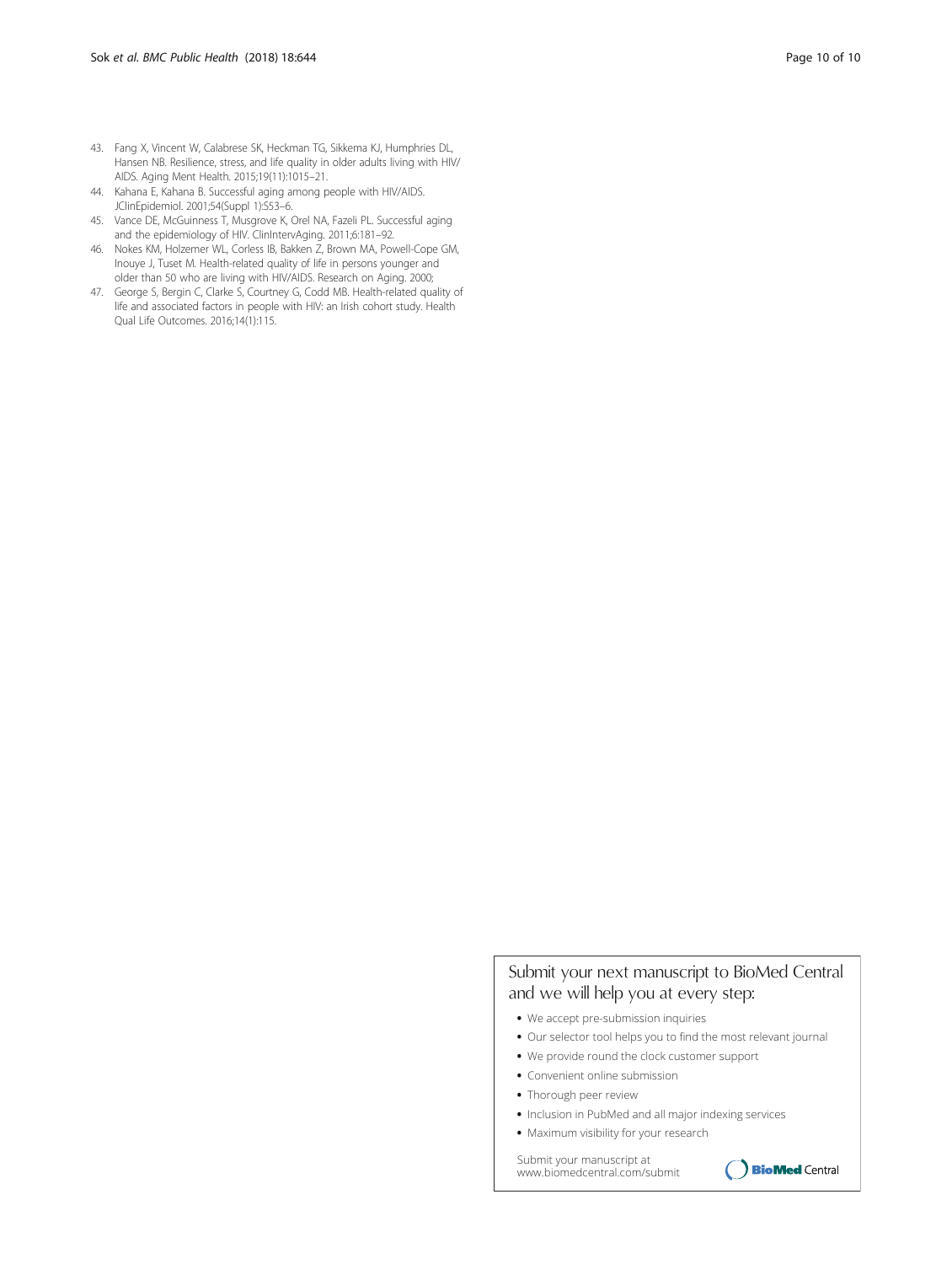43. Fang X, Vincent W, Calabrese SK, Heckman TG, Sikkema KJ, Humphries DL, Hansen NB. Resilience, stress, and life quality in older adults living with HIV/AIDS. Aging Ment Health. 2015;19(11):1015–21.
44. Kahana E, Kahana B. Successful aging among people with HIV/AIDS. JClinEpidemiol. 2001;54(Suppl 1):S53–6.
45. Vance DE, McGuinness T, Musgrove K, Orel NA, Fazeli PL. Successful aging and the epidemiology of HIV. ClinIntervAging. 2011;6:181–92.
46. Nokes KM, Holzemer WL, Corless IB, Bakken Z, Brown MA, Powell-Cope GM, Inouye J, Tuset M. Health-related quality of life in persons younger and older than 50 who are living with HIV/AIDS. Research on Aging. 2000;
47. George S, Bergin C, Clarke S, Courtney G, Codd MB. Health-related quality of life and associated factors in people with HIV: an Irish cohort study. Health Qual Life Outcomes. 2016;14(1):115.

Submit your next manuscript to BioMed Central and we will help you at every step:

- We accept pre-submission inquiries
- Our selector tool helps you to find the most relevant journal
- We provide round the clock customer support
- Convenient online submission
- Thorough peer review
- Inclusion in PubMed and all major indexing services
- Maximum visibility for your research

Submit your manuscript at www.biomedcentral.com/submit

BioMed Central